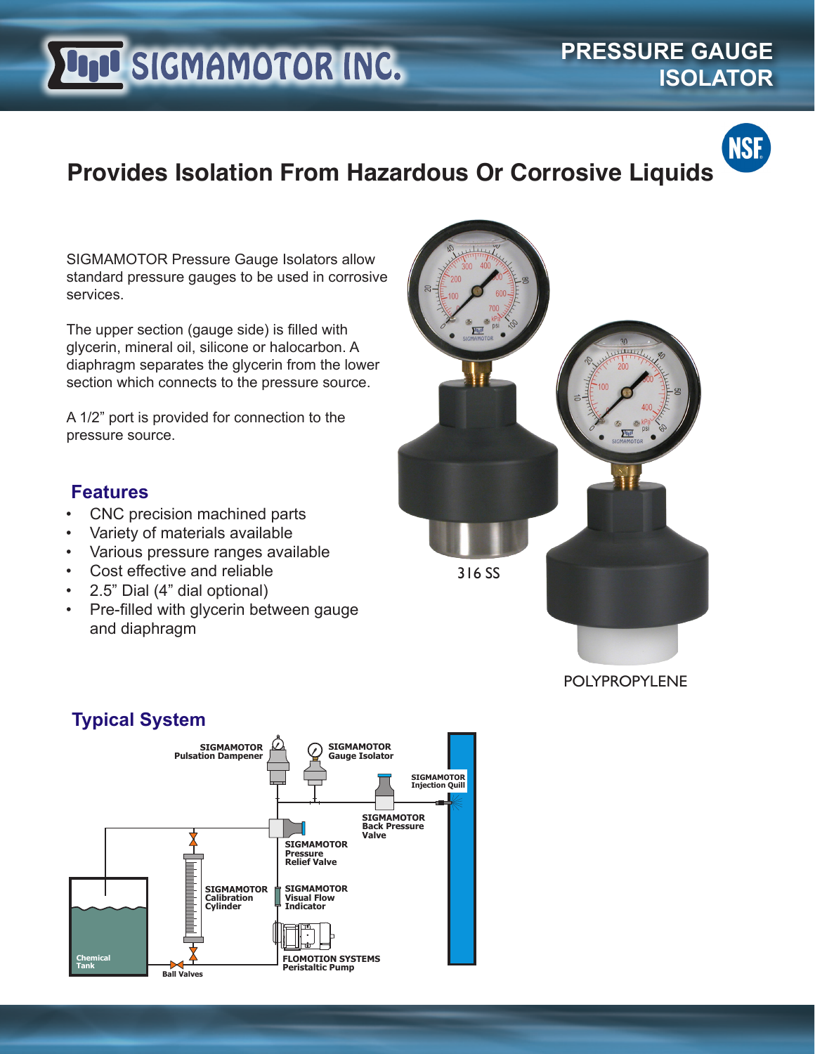# SIGMAMOTOR INC.

# PRESSURE GAUGE ISOLATOR

## Provides Isolation From Hazardous Or Corrosive Liquids

SIGMAMOTOR Pressure Gauge Isolators allow standard pressure gauges to be used in corrosive services.

The upper section (gauge side) is filled with glycerin, mineral oil, silicone or halocarbon. A diaphragm separates the glycerin from the lower section which connects to the pressure source.

A 1/2" port is provided for connection to the pressure source.

### Features

- CNC precision machined parts
- Variety of materials available
- Various pressure ranges available
- Cost effective and reliable
- 2.5" Dial (4" dial optional)
- Pre-filled with glycerin between gauge and diaphragm

316 SS

POLYPROPYLENE

### Typical System

SIGMAMOTOR Pulsation Dampener

SIGMAMOTOR Gauge Isolator

SIGMAMOTOR Injection Quill

SIGMAMOTOR Back Pressure Valve

SIGMAMOTOR Pressure Relief Valve

SIGMAMOTOR Calibration Cylinder

SIGMAMOTOR Visual Flow Indicator

Chemical Tank

Ball Valves

FLOMOTION SYSTEMS Peristaltic Pump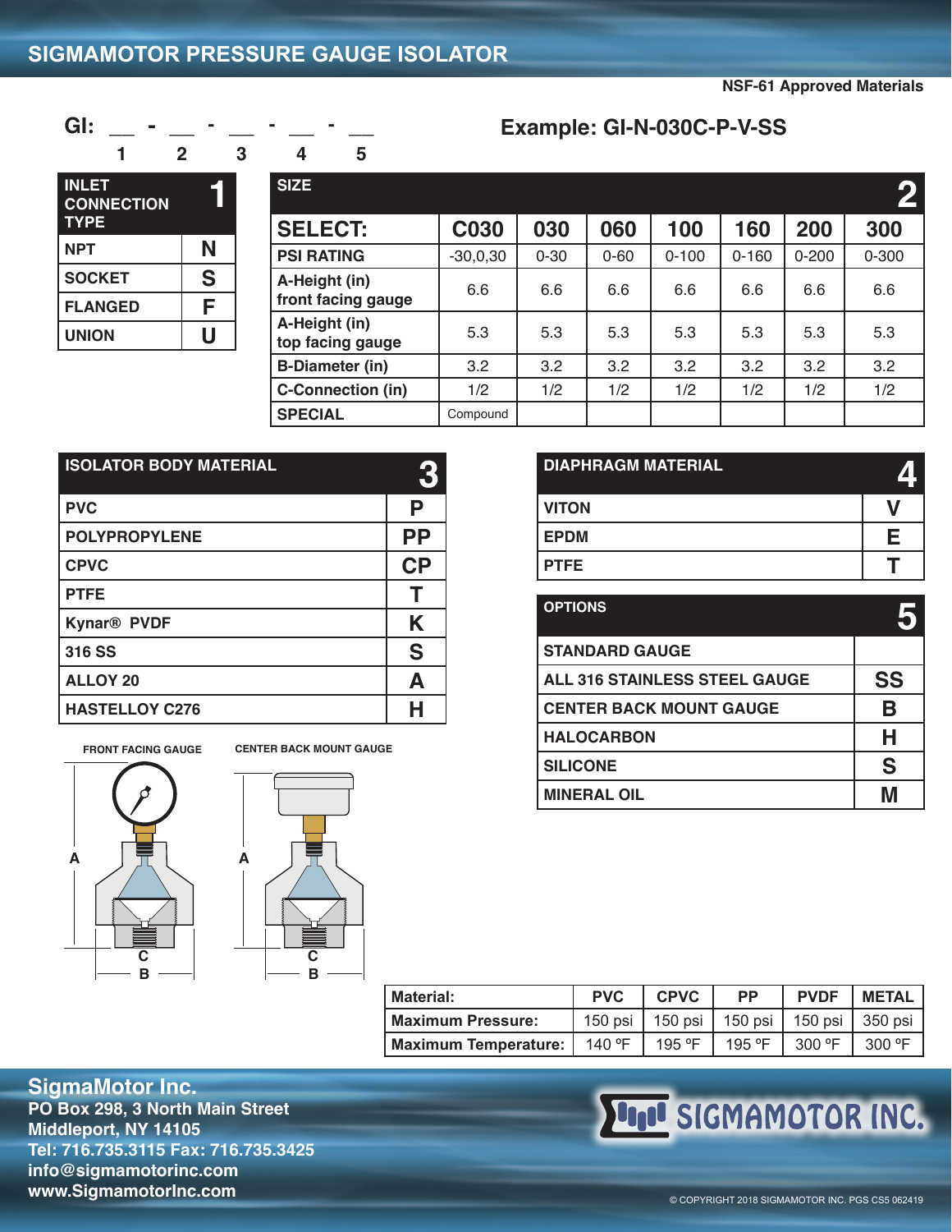# SIGMAMOTOR PRESSURE GAUGE ISOLATOR

**NSF-61 Approved Materials**

**GI: __ - __ - __ - __ - __**
1 2 3 4 5

**Example: GI-N-030C-P-V-SS**

| INLET CONNECTION TYPE | 1 |
|---|---|
| NPT | N |
| SOCKET | S |
| FLANGED | F |
| UNION | U |

| SIZE | | | | | | | 2 |
|---|---|---|---|---|---|---|---|
| **SELECT:** | **C030** | **030** | **060** | **100** | **160** | **200** | **300** |
| PSI RATING | -30,0,30 | 0-30 | 0-60 | 0-100 | 0-160 | 0-200 | 0-300 |
| A-Height (in) front facing gauge | 6.6 | 6.6 | 6.6 | 6.6 | 6.6 | 6.6 | 6.6 |
| A-Height (in) top facing gauge | 5.3 | 5.3 | 5.3 | 5.3 | 5.3 | 5.3 | 5.3 |
| B-Diameter (in) | 3.2 | 3.2 | 3.2 | 3.2 | 3.2 | 3.2 | 3.2 |
| C-Connection (in) | 1/2 | 1/2 | 1/2 | 1/2 | 1/2 | 1/2 | 1/2 |
| SPECIAL | Compound | | | | | | |

| ISOLATOR BODY MATERIAL | 3 |
|---|---|
| PVC | P |
| POLYPROPYLENE | PP |
| CPVC | CP |
| PTFE | T |
| Kynar® PVDF | K |
| 316 SS | S |
| ALLOY 20 | A |
| HASTELLOY C276 | H |

| DIAPHRAGM MATERIAL | 4 |
|---|---|
| VITON | V |
| EPDM | E |
| PTFE | T |

| OPTIONS | 5 |
|---|---|
| STANDARD GAUGE | |
| ALL 316 STAINLESS STEEL GAUGE | SS |
| CENTER BACK MOUNT GAUGE | B |
| HALOCARBON | H |
| SILICONE | S |
| MINERAL OIL | M |

FRONT FACING GAUGE

CENTER BACK MOUNT GAUGE

A
C
B

| Material: | PVC | CPVC | PP | PVDF | METAL |
|---|---|---|---|---|---|
| Maximum Pressure: | 150 psi | 150 psi | 150 psi | 150 psi | 350 psi |
| Maximum Temperature: | 140 ºF | 195 ºF | 195 ºF | 300 ºF | 300 ºF |

**SigmaMotor Inc.**
**PO Box 298, 3 North Main Street**
**Middleport, NY 14105**
**Tel: 716.735.3115 Fax: 716.735.3425**
**info@sigmamotorinc.com**
**www.SigmamotorInc.com**

SIGMAMOTOR INC.

© COPYRIGHT 2018 SIGMAMOTOR INC. PGS CS5 062419